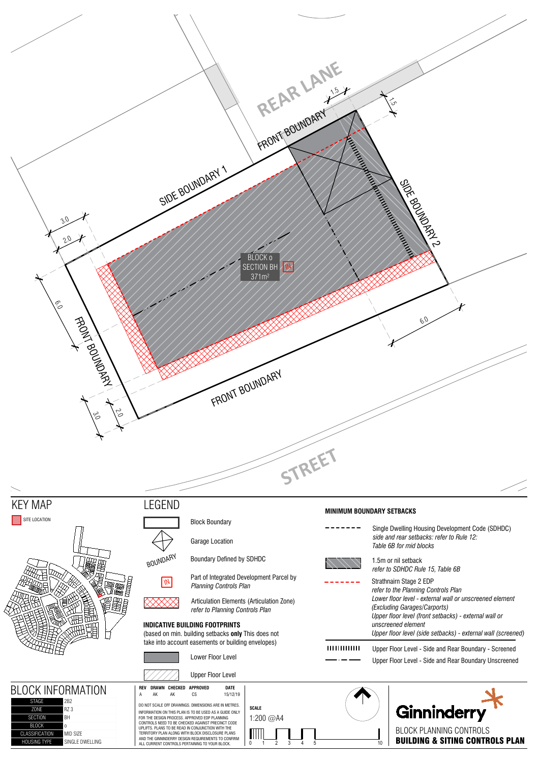REAR LANE

FRONT BOUNDARY

1.5

1.5

SIDE BOUNDARY 1

SIDE BOUNDARY 2

3.0

2.0

6.0

FRONT BOUNDARY

BLOCK o
SECTION BH
371m²

IN

6.0

FRONT BOUNDARY

3.0

2.0

STREET

## KEY MAP

SITE LOCATION

## LEGEND

- Block Boundary
- Garage Location
- BOUNDARY — Boundary Defined by SDHDC
- IN — Part of Integrated Development Parcel by *Planning Controls Plan*
- Articulation Elements (Articulation Zone) *refer to Planning Controls Plan*

**INDICATIVE BUILDING FOOTPRINTS**
(based on min. building setbacks **only** This does not take into account easements or building envelopes)

- Lower Floor Level
- Upper Floor Level

**MINIMUM BOUNDARY SETBACKS**

- Single Dwelling Housing Development Code (SDHDC) *side and rear setbacks: refer to Rule 12: Table 6B for mid blocks*
- 1.5m or nil setback *refer to SDHDC Rule 15, Table 6B*
- Strathnairn Stage 2 EDP *refer to the Planning Controls Plan* *Lower floor level - external wall or unscreened element (Excluding Garages/Carports)* *Upper floor level (front setbacks) - external wall or unscreened element* *Upper floor level (side setbacks) - external wall (screened)*
- Upper Floor Level - Side and Rear Boundary - Screened
- Upper Floor Level - Side and Rear Boundary Unscreened

## BLOCK INFORMATION

| | |
|---|---|
| STAGE | 2B2 |
| ZONE | RZ 3 |
| SECTION | BH |
| BLOCK | o |
| CLASSIFICATION | MID SIZE |
| HOUSING TYPE | SINGLE DWELLING |

| REV | DRAWN | CHECKED | APPROVED | DATE |
|---|---|---|---|---|
| A | AK | AK | CS | 15/12/19 |

DO NOT SCALE OFF DRAWINGS. DIMENSIONS ARE IN METRES. INFORMATION ON THIS PLAN IS TO BE USED AS A GUIDE ONLY FOR THE DESIGN PROCESS. APPROVED EDP PLANNING CONTROLS NEED TO BE CHECKED AGAINST PRECINCT CODE UPLIFTS. PLANS TO BE READ IN CONJUNCTION WITH THE TERRITORY PLAN ALONG WITH BLOCK DISCLOSURE PLANS AND THE GINNINDERRY DESIGN REQUIREMENTS TO CONFIRM ALL CURRENT CONTROLS PERTAINING TO YOUR BLOCK.

**SCALE**
1:200 @A4

0 1 2 3 4 5 10

Ginninderry

BLOCK PLANNING CONTROLS
**BUILDING & SITING CONTROLS PLAN**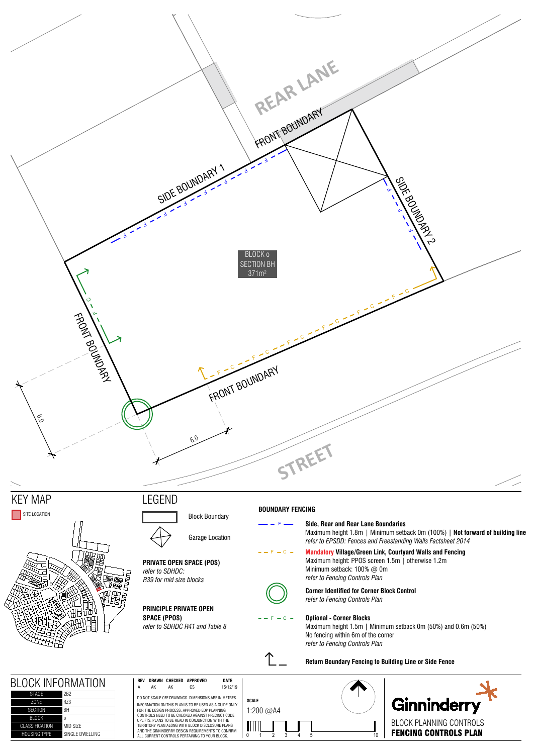REAR LANE

FRONT BOUNDARY

SIDE BOUNDARY 1

SIDE BOUNDARY 2

BLOCK o
SECTION BH
371m²

FRONT BOUNDARY

FRONT BOUNDARY

6.0

6.0

STREET

## KEY MAP

SITE LOCATION

## LEGEND

Block Boundary

Garage Location

**PRIVATE OPEN SPACE (POS)**
*refer to SDHDC:*
*R39 for mid size blocks*

**PRINCIPLE PRIVATE OPEN SPACE (PPOS)**
*refer to SDHDC R41 and Table 8*

**BOUNDARY FENCING**

**Side, Rear and Rear Lane Boundaries**
Maximum height 1.8m | Minimum setback 0m (100%) | **Not forward of building line**
*refer to EPSDD: Fences and Freestanding Walls Factsheet 2014*

**Mandatory Village/Green Link, Courtyard Walls and Fencing**
Maximum height: PPOS screen 1.5m | otherwise 1.2m
Minimum setback: 100% @ 0m
*refer to Fencing Controls Plan*

**Corner Identified for Corner Block Control**
*refer to Fencing Controls Plan*

**Optional - Corner Blocks**
Maximum height 1.5m | Minimum setback 0m (50%) and 0.6m (50%)
No fencing within 6m of the corner
*refer to Fencing Controls Plan*

**Return Boundary Fencing to Building Line or Side Fence**

## BLOCK INFORMATION

| | |
|---|---|
| STAGE | 2B2 |
| ZONE | RZ3 |
| SECTION | BH |
| BLOCK | o |
| CLASSIFICATION | MID SIZE |
| HOUSING TYPE | SINGLE DWELLING |

| REV | DRAWN | CHECKED | APPROVED | DATE |
|---|---|---|---|---|
| A | AK | AK | CS | 15/12/19 |

DO NOT SCALE OFF DRAWINGS. DIMENSIONS ARE IN METRES.
INFORMATION ON THIS PLAN IS TO BE USED AS A GUIDE ONLY FOR THE DESIGN PROCESS. APPROVED EDP PLANNING CONTROLS NEED TO BE CHECKED AGAINST PRECINCT CODE UPLIFTS. PLANS TO BE READ IN CONJUNCTION WITH THE TERRITORY PLAN ALONG WITH BLOCK DISCLOSURE PLANS AND THE GINNINDERRY DESIGN REQUIREMENTS TO CONFIRM ALL CURRENT CONTROLS PERTAINING TO YOUR BLOCK.

**SCALE**
1:200 @A4

0 1 2 3 4 5 10

Ginninderry

BLOCK PLANNING CONTROLS
**FENCING CONTROLS PLAN**